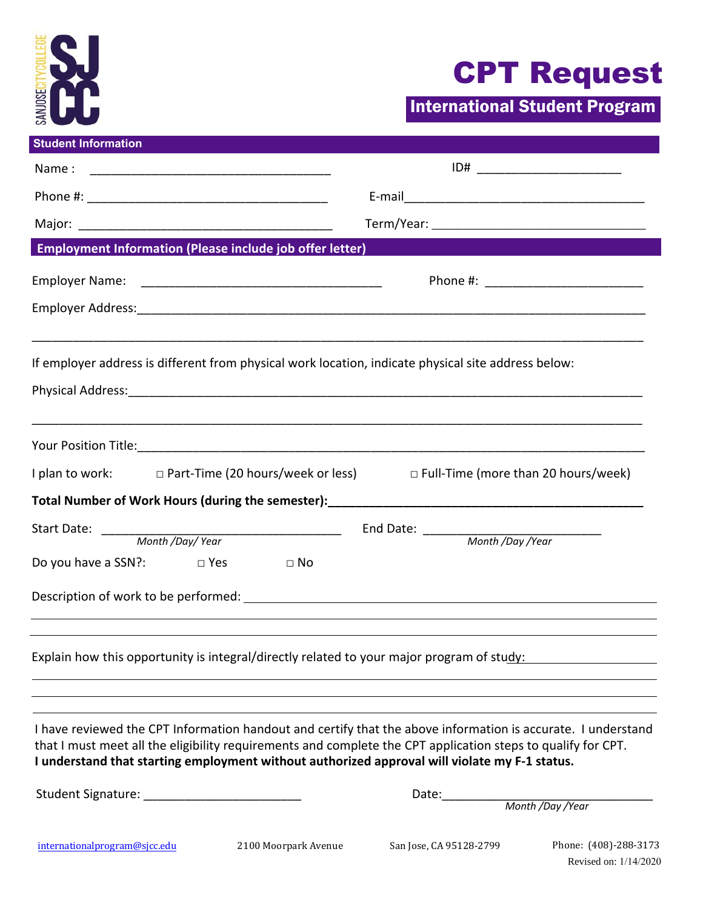SANJOSECITYCOLLEGE SJCC

# CPT Request

## International Student Program

### Student Information

Name : ___________________________________ ID# _____________________

Phone #: ___________________________________ E-mail___________________________________

Major: ______________________________________ Term/Year: ______________________________

### Employment Information (Please include job offer letter)

Employer Name: ___________________________________ Phone #: ______________________

Employer Address:_________________________________________________________________________

_______________________________________________________________________________________

If employer address is different from physical work location, indicate physical site address below:

Physical Address:__________________________________________________________________________

_______________________________________________________________________________________

Your Position Title:________________________________________________________________________

I plan to work: □ Part-Time (20 hours/week or less) □ Full-Time (more than 20 hours/week)

**Total Number of Work Hours (during the semester):_____________________________________________**

Start Date: ____________________________________ End Date: __________________________
*Month /Day/ Year* *Month /Day /Year*

Do you have a SSN?: □ Yes □ No

Description of work to be performed: ________________________________________________________

_______________________________________________________________________________________

_______________________________________________________________________________________

Explain how this opportunity is integral/directly related to your major program of study: ________________

_______________________________________________________________________________________

_______________________________________________________________________________________

_______________________________________________________________________________________

I have reviewed the CPT Information handout and certify that the above information is accurate. I understand that I must meet all the eligibility requirements and complete the CPT application steps to qualify for CPT.
**I understand that starting employment without authorized approval will violate my F-1 status.**

Student Signature: _______________________ Date:________________________________
*Month /Day /Year*

internationalprogram@sjcc.edu 2100 Moorpark Avenue San Jose, CA 95128-2799 Phone: (408)-288-3173

Revised on: 1/14/2020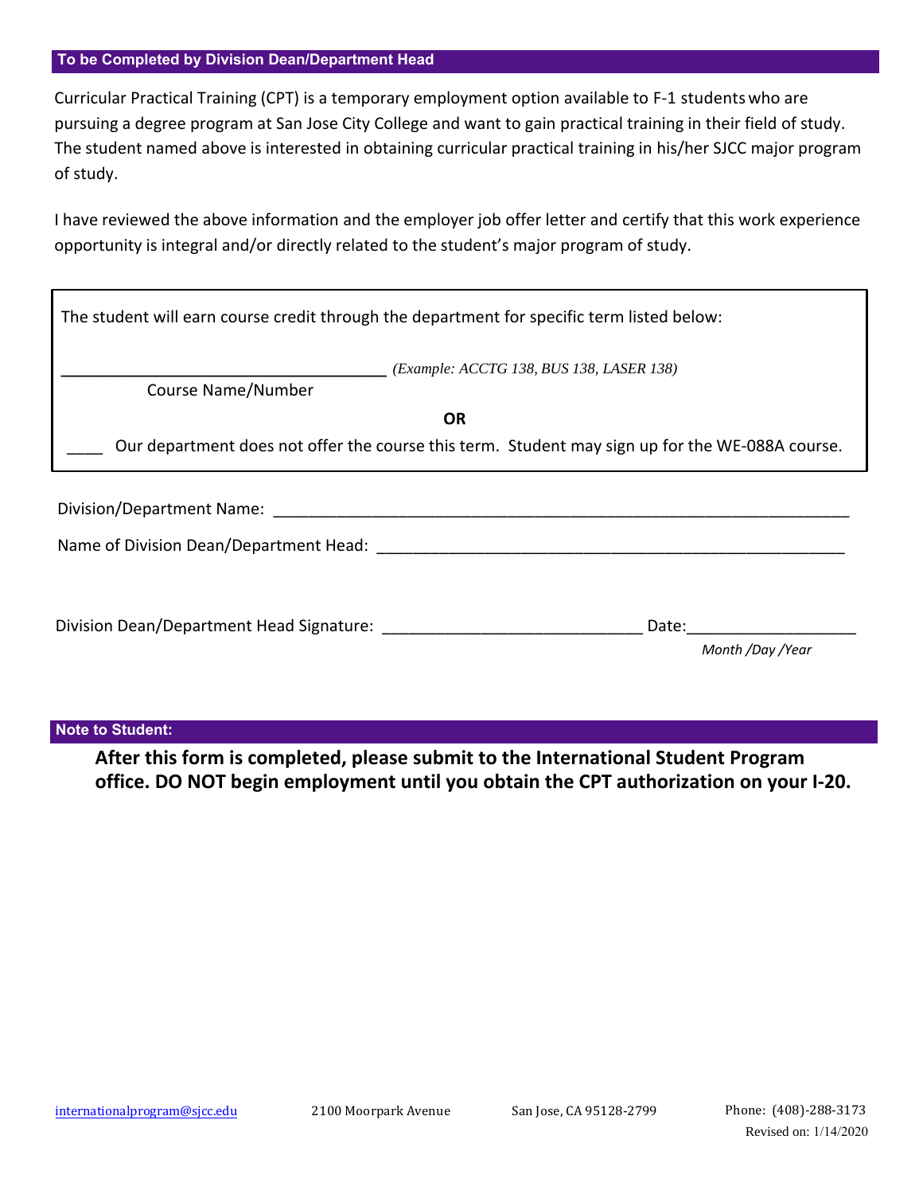## To be Completed by Division Dean/Department Head

Curricular Practical Training (CPT) is a temporary employment option available to F-1 students who are pursuing a degree program at San Jose City College and want to gain practical training in their field of study. The student named above is interested in obtaining curricular practical training in his/her SJCC major program of study.

I have reviewed the above information and the employer job offer letter and certify that this work experience opportunity is integral and/or directly related to the student's major program of study.

The student will earn course credit through the department for specific term listed below:

_____________________________________ *(Example: ACCTG 138, BUS 138, LASER 138)*
Course Name/Number

**OR**

____ Our department does not offer the course this term. Student may sign up for the WE-088A course.

Division/Department Name: _______________________________________________________________

Name of Division Dean/Department Head: ___________________________________________________

Division Dean/Department Head Signature: ____________________________ Date:__________________
*Month /Day /Year*

## Note to Student:

**After this form is completed, please submit to the International Student Program office. DO NOT begin employment until you obtain the CPT authorization on your I-20.**

internationalprogram@sjcc.edu    2100 Moorpark Avenue    San Jose, CA 95128-2799    Phone: (408)-288-3173

Revised on: 1/14/2020